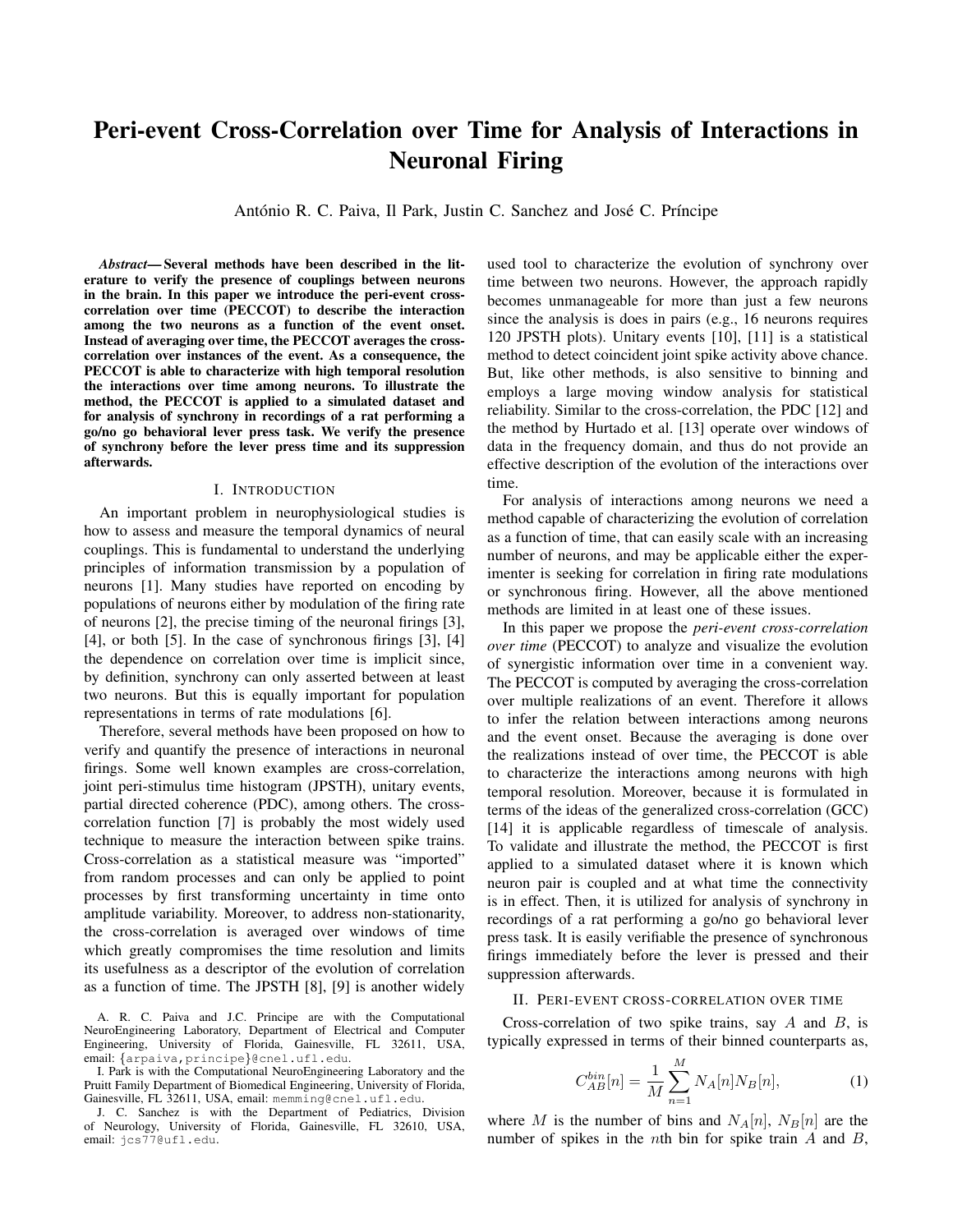# Peri-event Cross-Correlation over Time for Analysis of Interactions in Neuronal Firing

António R. C. Paiva, Il Park, Justin C. Sanchez and José C. Príncipe

***Abstract*— Several methods have been described in the literature to verify the presence of couplings between neurons in the brain. In this paper we introduce the peri-event cross-correlation over time (PECCOT) to describe the interaction among the two neurons as a function of the event onset. Instead of averaging over time, the PECCOT averages the cross-correlation over instances of the event. As a consequence, the PECCOT is able to characterize with high temporal resolution the interactions over time among neurons. To illustrate the method, the PECCOT is applied to a simulated dataset and for analysis of synchrony in recordings of a rat performing a go/no go behavioral lever press task. We verify the presence of synchrony before the lever press time and its suppression afterwards.**

## I. Introduction

An important problem in neurophysiological studies is how to assess and measure the temporal dynamics of neural couplings. This is fundamental to understand the underlying principles of information transmission by a population of neurons [1]. Many studies have reported on encoding by populations of neurons either by modulation of the firing rate of neurons [2], the precise timing of the neuronal firings [3], [4], or both [5]. In the case of synchronous firings [3], [4] the dependence on correlation over time is implicit since, by definition, synchrony can only asserted between at least two neurons. But this is equally important for population representations in terms of rate modulations [6].

Therefore, several methods have been proposed on how to verify and quantify the presence of interactions in neuronal firings. Some well known examples are cross-correlation, joint peri-stimulus time histogram (JPSTH), unitary events, partial directed coherence (PDC), among others. The cross-correlation function [7] is probably the most widely used technique to measure the interaction between spike trains. Cross-correlation as a statistical measure was "imported" from random processes and can only be applied to point processes by first transforming uncertainty in time onto amplitude variability. Moreover, to address non-stationarity, the cross-correlation is averaged over windows of time which greatly compromises the time resolution and limits its usefulness as a descriptor of the evolution of correlation as a function of time. The JPSTH [8], [9] is another widely used tool to characterize the evolution of synchrony over time between two neurons. However, the approach rapidly becomes unmanageable for more than just a few neurons since the analysis is does in pairs (e.g., 16 neurons requires 120 JPSTH plots). Unitary events [10], [11] is a statistical method to detect coincident joint spike activity above chance. But, like other methods, is also sensitive to binning and employs a large moving window analysis for statistical reliability. Similar to the cross-correlation, the PDC [12] and the method by Hurtado et al. [13] operate over windows of data in the frequency domain, and thus do not provide an effective description of the evolution of the interactions over time.

For analysis of interactions among neurons we need a method capable of characterizing the evolution of correlation as a function of time, that can easily scale with an increasing number of neurons, and may be applicable either the experimenter is seeking for correlation in firing rate modulations or synchronous firing. However, all the above mentioned methods are limited in at least one of these issues.

In this paper we propose the *peri-event cross-correlation over time* (PECCOT) to analyze and visualize the evolution of synergistic information over time in a convenient way. The PECCOT is computed by averaging the cross-correlation over multiple realizations of an event. Therefore it allows to infer the relation between interactions among neurons and the event onset. Because the averaging is done over the realizations instead of over time, the PECCOT is able to characterize the interactions among neurons with high temporal resolution. Moreover, because it is formulated in terms of the ideas of the generalized cross-correlation (GCC) [14] it is applicable regardless of timescale of analysis. To validate and illustrate the method, the PECCOT is first applied to a simulated dataset where it is known which neuron pair is coupled and at what time the connectivity is in effect. Then, it is utilized for analysis of synchrony in recordings of a rat performing a go/no go behavioral lever press task. It is easily verifiable the presence of synchronous firings immediately before the lever is pressed and their suppression afterwards.

## II. Peri-event cross-correlation over time

Cross-correlation of two spike trains, say $A$ and $B$, is typically expressed in terms of their binned counterparts as,

$$C_{AB}^{bin}[n] = \frac{1}{M} \sum_{n=1}^{M} N_A[n] N_B[n], \tag{1}$$

where $M$ is the number of bins and $N_A[n]$, $N_B[n]$ are the number of spikes in the $n$th bin for spike train $A$ and $B$,

A. R. C. Paiva and J.C. Principe are with the Computational NeuroEngineering Laboratory, Department of Electrical and Computer Engineering, University of Florida, Gainesville, FL 32611, USA, email: {arpaiva,principe}@cnel.ufl.edu.

I. Park is with the Computational NeuroEngineering Laboratory and the Pruitt Family Department of Biomedical Engineering, University of Florida, Gainesville, FL 32611, USA, email: memming@cnel.ufl.edu.

J. C. Sanchez is with the Department of Pediatrics, Division of Neurology, University of Florida, Gainesville, FL 32610, USA, email: jcs77@ufl.edu.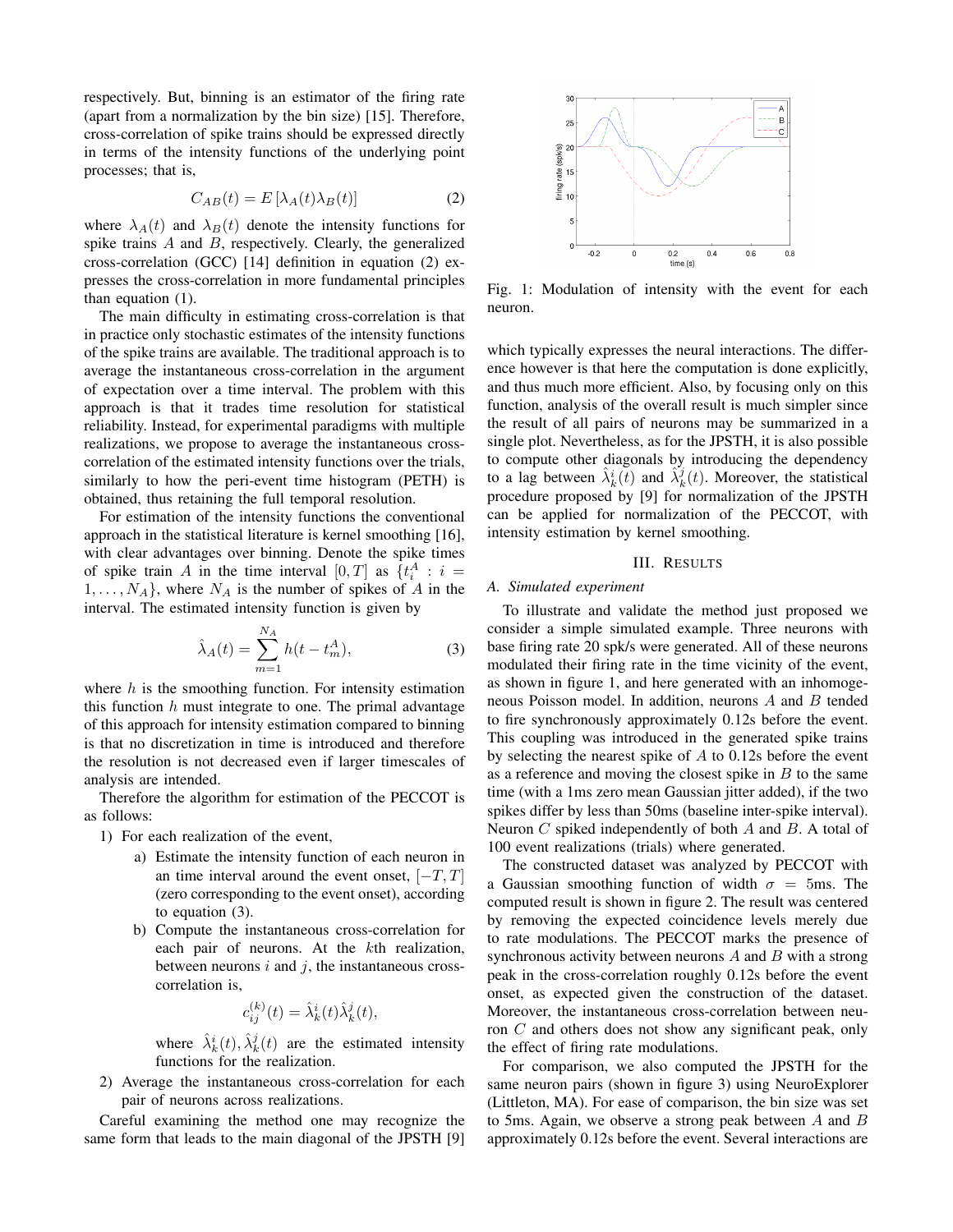respectively. But, binning is an estimator of the firing rate (apart from a normalization by the bin size) [15]. Therefore, cross-correlation of spike trains should be expressed directly in terms of the intensity functions of the underlying point processes; that is,

$$C_{AB}(t) = E\left[\lambda_A(t)\lambda_B(t)\right] \tag{2}$$

where $\lambda_A(t)$ and $\lambda_B(t)$ denote the intensity functions for spike trains $A$ and $B$, respectively. Clearly, the generalized cross-correlation (GCC) [14] definition in equation (2) expresses the cross-correlation in more fundamental principles than equation (1).

The main difficulty in estimating cross-correlation is that in practice only stochastic estimates of the intensity functions of the spike trains are available. The traditional approach is to average the instantaneous cross-correlation in the argument of expectation over a time interval. The problem with this approach is that it trades time resolution for statistical reliability. Instead, for experimental paradigms with multiple realizations, we propose to average the instantaneous cross-correlation of the estimated intensity functions over the trials, similarly to how the peri-event time histogram (PETH) is obtained, thus retaining the full temporal resolution.

For estimation of the intensity functions the conventional approach in the statistical literature is kernel smoothing [16], with clear advantages over binning. Denote the spike times of spike train $A$ in the time interval $[0, T]$ as $\{t_i^A : i = 1, \ldots, N_A\}$, where $N_A$ is the number of spikes of $A$ in the interval. The estimated intensity function is given by

$$\hat{\lambda}_A(t) = \sum_{m=1}^{N_A} h(t - t_m^A), \tag{3}$$

where $h$ is the smoothing function. For intensity estimation this function $h$ must integrate to one. The primal advantage of this approach for intensity estimation compared to binning is that no discretization in time is introduced and therefore the resolution is not decreased even if larger timescales of analysis are intended.

Therefore the algorithm for estimation of the PECCOT is as follows:

1) For each realization of the event,
   a) Estimate the intensity function of each neuron in an time interval around the event onset, $[-T, T]$ (zero corresponding to the event onset), according to equation (3).
   b) Compute the instantaneous cross-correlation for each pair of neurons. At the $k$th realization, between neurons $i$ and $j$, the instantaneous cross-correlation is,

   $$c_{ij}^{(k)}(t) = \hat{\lambda}_k^i(t)\hat{\lambda}_k^j(t),$$

   where $\hat{\lambda}_k^i(t), \hat{\lambda}_k^j(t)$ are the estimated intensity functions for the realization.
2) Average the instantaneous cross-correlation for each pair of neurons across realizations.

Careful examining the method one may recognize the same form that leads to the main diagonal of the JPSTH [9] which typically expresses the neural interactions. The difference however is that here the computation is done explicitly, and thus much more efficient. Also, by focusing only on this function, analysis of the overall result is much simpler since the result of all pairs of neurons may be summarized in a single plot. Nevertheless, as for the JPSTH, it is also possible to compute other diagonals by introducing the dependency to a lag between $\hat{\lambda}_k^i(t)$ and $\hat{\lambda}_k^j(t)$. Moreover, the statistical procedure proposed by [9] for normalization of the JPSTH can be applied for normalization of the PECCOT, with intensity estimation by kernel smoothing.

Fig. 1: Modulation of intensity with the event for each neuron.

## III. Results

### A. Simulated experiment

To illustrate and validate the method just proposed we consider a simple simulated example. Three neurons with base firing rate 20 spk/s were generated. All of these neurons modulated their firing rate in the time vicinity of the event, as shown in figure 1, and here generated with an inhomogeneous Poisson model. In addition, neurons $A$ and $B$ tended to fire synchronously approximately 0.12s before the event. This coupling was introduced in the generated spike trains by selecting the nearest spike of $A$ to 0.12s before the event as a reference and moving the closest spike in $B$ to the same time (with a 1ms zero mean Gaussian jitter added), if the two spikes differ by less than 50ms (baseline inter-spike interval). Neuron $C$ spiked independently of both $A$ and $B$. A total of 100 event realizations (trials) where generated.

The constructed dataset was analyzed by PECCOT with a Gaussian smoothing function of width $\sigma = 5$ms. The computed result is shown in figure 2. The result was centered by removing the expected coincidence levels merely due to rate modulations. The PECCOT marks the presence of synchronous activity between neurons $A$ and $B$ with a strong peak in the cross-correlation roughly 0.12s before the event onset, as expected given the construction of the dataset. Moreover, the instantaneous cross-correlation between neuron $C$ and others does not show any significant peak, only the effect of firing rate modulations.

For comparison, we also computed the JPSTH for the same neuron pairs (shown in figure 3) using NeuroExplorer (Littleton, MA). For ease of comparison, the bin size was set to 5ms. Again, we observe a strong peak between $A$ and $B$ approximately 0.12s before the event. Several interactions are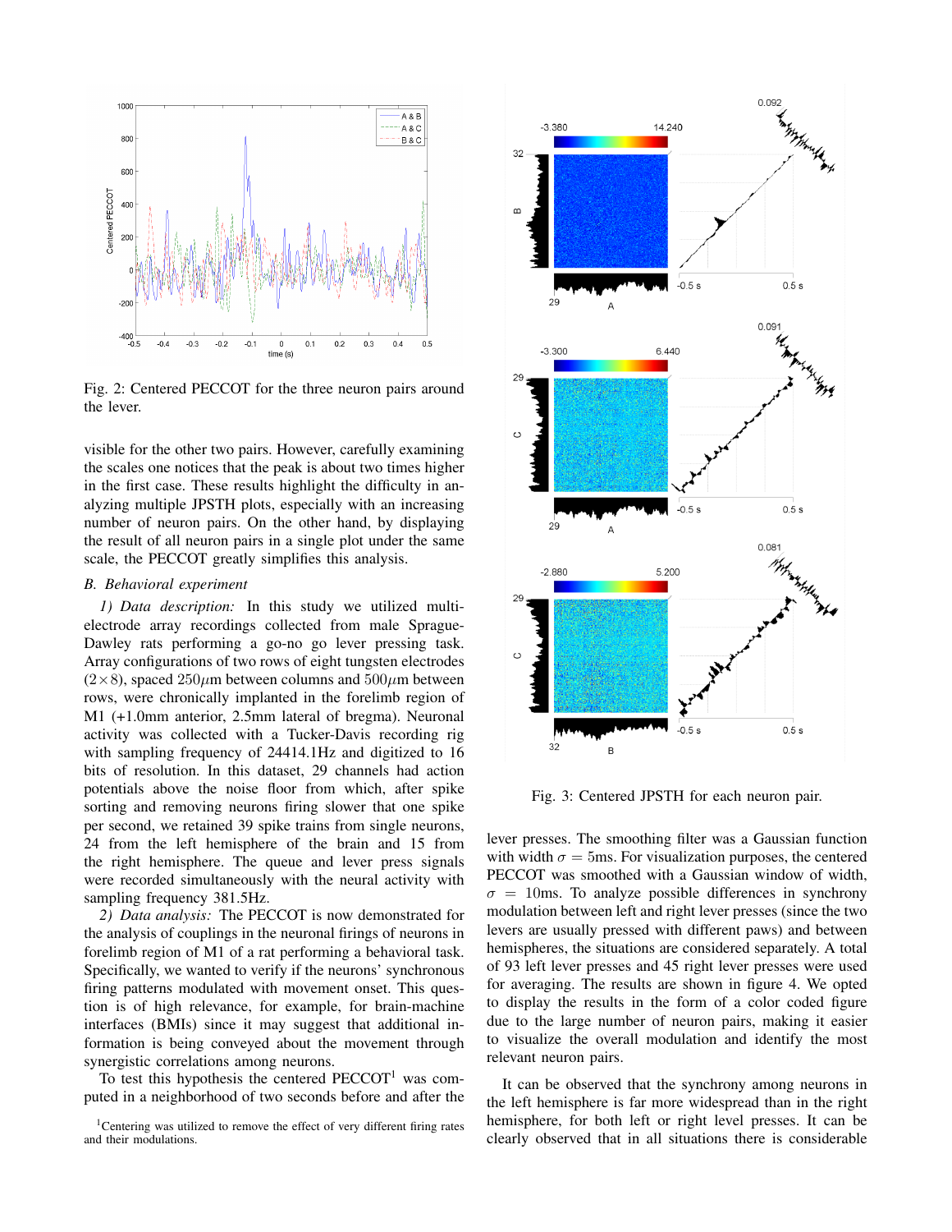Fig. 2: Centered PECCOT for the three neuron pairs around the lever.

visible for the other two pairs. However, carefully examining the scales one notices that the peak is about two times higher in the first case. These results highlight the difficulty in analyzing multiple JPSTH plots, especially with an increasing number of neuron pairs. On the other hand, by displaying the result of all neuron pairs in a single plot under the same scale, the PECCOT greatly simplifies this analysis.

### *B. Behavioral experiment*

*1) Data description:* In this study we utilized multi-electrode array recordings collected from male Sprague-Dawley rats performing a go-no go lever pressing task. Array configurations of two rows of eight tungsten electrodes ($2 \times 8$), spaced $250\mu$m between columns and $500\mu$m between rows, were chronically implanted in the forelimb region of M1 (+1.0mm anterior, 2.5mm lateral of bregma). Neuronal activity was collected with a Tucker-Davis recording rig with sampling frequency of 24414.1Hz and digitized to 16 bits of resolution. In this dataset, 29 channels had action potentials above the noise floor from which, after spike sorting and removing neurons firing slower that one spike per second, we retained 39 spike trains from single neurons, 24 from the left hemisphere of the brain and 15 from the right hemisphere. The queue and lever press signals were recorded simultaneously with the neural activity with sampling frequency 381.5Hz.

*2) Data analysis:* The PECCOT is now demonstrated for the analysis of couplings in the neuronal firings of neurons in forelimb region of M1 of a rat performing a behavioral task. Specifically, we wanted to verify if the neurons' synchronous firing patterns modulated with movement onset. This question is of high relevance, for example, for brain-machine interfaces (BMIs) since it may suggest that additional information is being conveyed about the movement through synergistic correlations among neurons.

To test this hypothesis the centered PECCOT[1] was computed in a neighborhood of two seconds before and after the

[1]Centering was utilized to remove the effect of very different firing rates and their modulations.

Fig. 3: Centered JPSTH for each neuron pair.

lever presses. The smoothing filter was a Gaussian function with width $\sigma = 5$ms. For visualization purposes, the centered PECCOT was smoothed with a Gaussian window of width, $\sigma = 10$ms. To analyze possible differences in synchrony modulation between left and right lever presses (since the two levers are usually pressed with different paws) and between hemispheres, the situations are considered separately. A total of 93 left lever presses and 45 right lever presses were used for averaging. The results are shown in figure 4. We opted to display the results in the form of a color coded figure due to the large number of neuron pairs, making it easier to visualize the overall modulation and identify the most relevant neuron pairs.

It can be observed that the synchrony among neurons in the left hemisphere is far more widespread than in the right hemisphere, for both left or right level presses. It can be clearly observed that in all situations there is considerable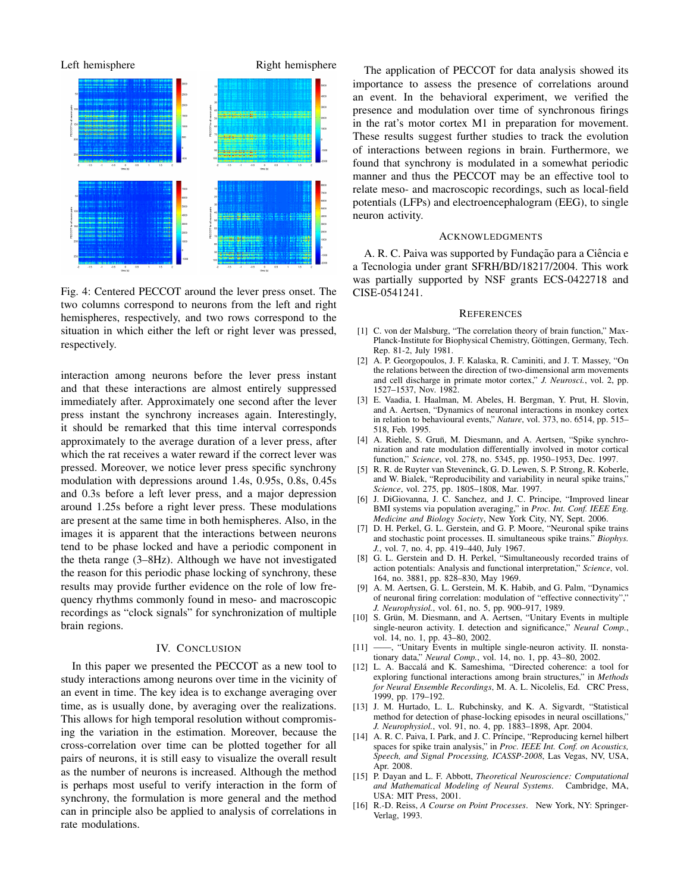Left hemisphere

Right hemisphere

Fig. 4: Centered PECCOT around the lever press onset. The two columns correspond to neurons from the left and right hemispheres, respectively, and two rows correspond to the situation in which either the left or right lever was pressed, respectively.

interaction among neurons before the lever press instant and that these interactions are almost entirely suppressed immediately after. Approximately one second after the lever press instant the synchrony increases again. Interestingly, it should be remarked that this time interval corresponds approximately to the average duration of a lever press, after which the rat receives a water reward if the correct lever was pressed. Moreover, we notice lever press specific synchrony modulation with depressions around 1.4s, 0.95s, 0.8s, 0.45s and 0.3s before a left lever press, and a major depression around 1.25s before a right lever press. These modulations are present at the same time in both hemispheres. Also, in the images it is apparent that the interactions between neurons tend to be phase locked and have a periodic component in the theta range (3–8Hz). Although we have not investigated the reason for this periodic phase locking of synchrony, these results may provide further evidence on the role of low frequency rhythms commonly found in meso- and macroscopic recordings as "clock signals" for synchronization of multiple brain regions.

## IV. Conclusion

In this paper we presented the PECCOT as a new tool to study interactions among neurons over time in the vicinity of an event in time. The key idea is to exchange averaging over time, as is usually done, by averaging over the realizations. This allows for high temporal resolution without compromising the variation in the estimation. Moreover, because the cross-correlation over time can be plotted together for all pairs of neurons, it is still easy to visualize the overall result as the number of neurons is increased. Although the method is perhaps most useful to verify interaction in the form of synchrony, the formulation is more general and the method can in principle also be applied to analysis of correlations in rate modulations.

The application of PECCOT for data analysis showed its importance to assess the presence of correlations around an event. In the behavioral experiment, we verified the presence and modulation over time of synchronous firings in the rat's motor cortex M1 in preparation for movement. These results suggest further studies to track the evolution of interactions between regions in brain. Furthermore, we found that synchrony is modulated in a somewhat periodic manner and thus the PECCOT may be an effective tool to relate meso- and macroscopic recordings, such as local-field potentials (LFPs) and electroencephalogram (EEG), to single neuron activity.

## Acknowledgments

A. R. C. Paiva was supported by Fundação para a Ciência e a Tecnologia under grant SFRH/BD/18217/2004. This work was partially supported by NSF grants ECS-0422718 and CISE-0541241.

## References

[1] C. von der Malsburg, "The correlation theory of brain function," Max-Planck-Institute for Biophysical Chemistry, Göttingen, Germany, Tech. Rep. 81-2, July 1981.

[2] A. P. Georgopoulos, J. F. Kalaska, R. Caminiti, and J. T. Massey, "On the relations between the direction of two-dimensional arm movements and cell discharge in primate motor cortex," *J. Neurosci.*, vol. 2, pp. 1527–1537, Nov. 1982.

[3] E. Vaadia, I. Haalman, M. Abeles, H. Bergman, Y. Prut, H. Slovin, and A. Aertsen, "Dynamics of neuronal interactions in monkey cortex in relation to behavioural events," *Nature*, vol. 373, no. 6514, pp. 515–518, Feb. 1995.

[4] A. Riehle, S. Grün, M. Diesmann, and A. Aertsen, "Spike synchronization and rate modulation differentially involved in motor cortical function," *Science*, vol. 278, no. 5345, pp. 1950–1953, Dec. 1997.

[5] R. R. de Ruyter van Steveninck, G. D. Lewen, S. P. Strong, R. Koberle, and W. Bialek, "Reproducibility and variability in neural spike trains," *Science*, vol. 275, pp. 1805–1808, Mar. 1997.

[6] J. DiGiovanna, J. C. Sanchez, and J. C. Principe, "Improved linear BMI systems via population averaging," in *Proc. Int. Conf. IEEE Eng. Medicine and Biology Society*, New York City, NY, Sept. 2006.

[7] D. H. Perkel, G. L. Gerstein, and G. P. Moore, "Neuronal spike trains and stochastic point processes. II. simultaneous spike trains." *Biophys. J.*, vol. 7, no. 4, pp. 419–440, July 1967.

[8] G. L. Gerstein and D. H. Perkel, "Simultaneously recorded trains of action potentials: Analysis and functional interpretation," *Science*, vol. 164, no. 3881, pp. 828–830, May 1969.

[9] A. M. Aertsen, G. L. Gerstein, M. K. Habib, and G. Palm, "Dynamics of neuronal firing correlation: modulation of "effective connectivity"," *J. Neurophysiol.*, vol. 61, no. 5, pp. 900–917, 1989.

[10] S. Grün, M. Diesmann, and A. Aertsen, "Unitary Events in multiple single-neuron activity. I. detection and significance," *Neural Comp.*, vol. 14, no. 1, pp. 43–80, 2002.

[11] ——, "Unitary Events in multiple single-neuron activity. II. nonstationary data," *Neural Comp.*, vol. 14, no. 1, pp. 43–80, 2002.

[12] L. A. Baccalá and K. Sameshima, "Directed coherence: a tool for exploring functional interactions among brain structures," in *Methods for Neural Ensemble Recordings*, M. A. L. Nicolelis, Ed. CRC Press, 1999, pp. 179–192.

[13] J. M. Hurtado, L. L. Rubchinsky, and K. A. Sigvardt, "Statistical method for detection of phase-locking episodes in neural oscillations," *J. Neurophysiol.*, vol. 91, no. 4, pp. 1883–1898, Apr. 2004.

[14] A. R. C. Paiva, I. Park, and J. C. Príncipe, "Reproducing kernel hilbert spaces for spike train analysis," in *Proc. IEEE Int. Conf. on Acoustics, Speech, and Signal Processing, ICASSP-2008*, Las Vegas, NV, USA, Apr. 2008.

[15] P. Dayan and L. F. Abbott, *Theoretical Neuroscience: Computational and Mathematical Modeling of Neural Systems*. Cambridge, MA, USA: MIT Press, 2001.

[16] R.-D. Reiss, *A Course on Point Processes*. New York, NY: Springer-Verlag, 1993.